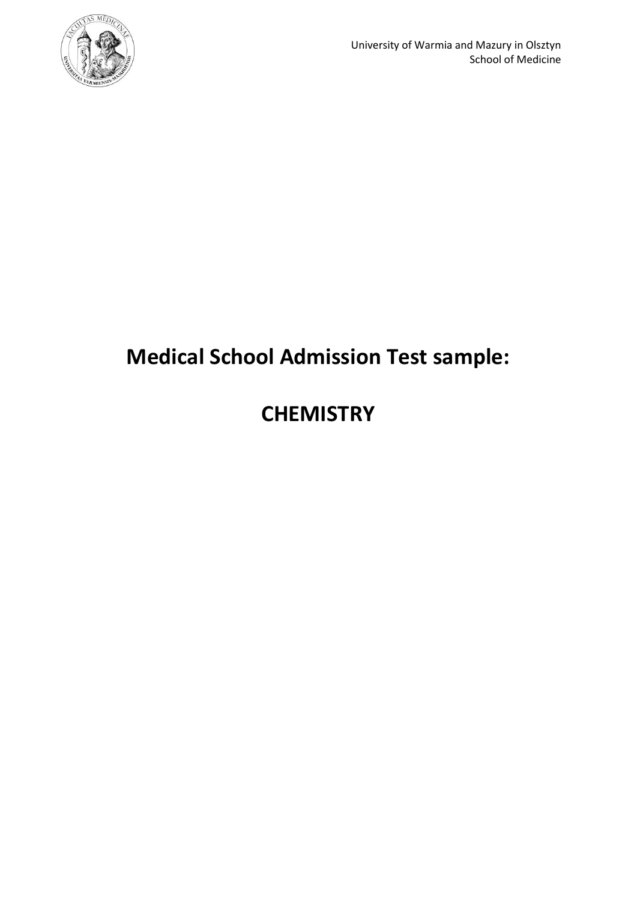University of Warmia and Mazury in Olsztyn
School of Medicine

# Medical School Admission Test sample:

# CHEMISTRY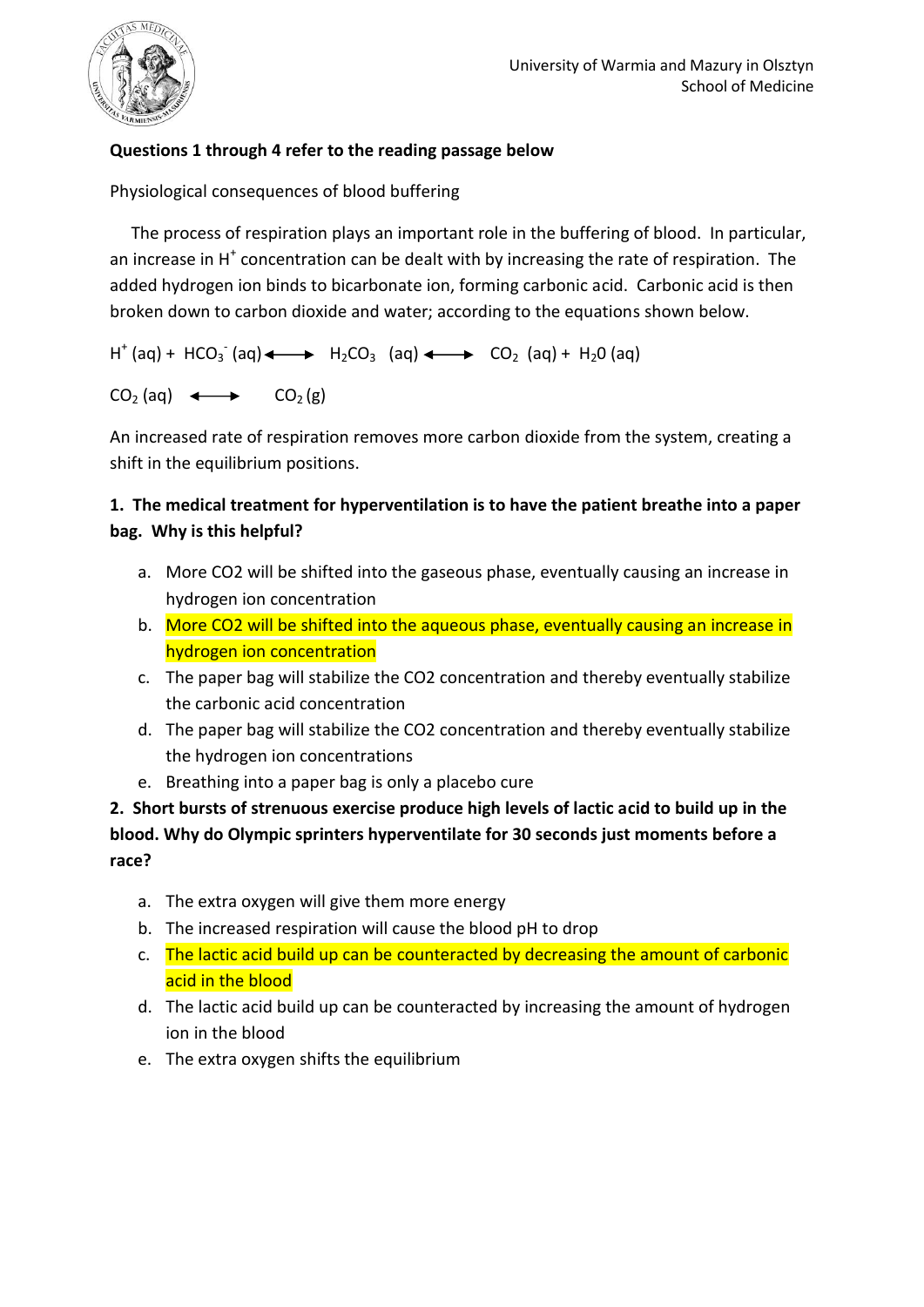**Questions 1 through 4 refer to the reading passage below**

Physiological consequences of blood buffering

The process of respiration plays an important role in the buffering of blood. In particular, an increase in $H^+$ concentration can be dealt with by increasing the rate of respiration. The added hydrogen ion binds to bicarbonate ion, forming carbonic acid. Carbonic acid is then broken down to carbon dioxide and water; according to the equations shown below.

$$H^+ (aq) + HCO_3^- (aq) \longleftrightarrow H_2CO_3 \ (aq) \longleftrightarrow CO_2 \ (aq) + H_2O \ (aq)$$

$$CO_2 \ (aq) \longleftrightarrow CO_2 \ (g)$$

An increased rate of respiration removes more carbon dioxide from the system, creating a shift in the equilibrium positions.

**1. The medical treatment for hyperventilation is to have the patient breathe into a paper bag. Why is this helpful?**

a. More CO2 will be shifted into the gaseous phase, eventually causing an increase in hydrogen ion concentration
b. More CO2 will be shifted into the aqueous phase, eventually causing an increase in hydrogen ion concentration
c. The paper bag will stabilize the CO2 concentration and thereby eventually stabilize the carbonic acid concentration
d. The paper bag will stabilize the CO2 concentration and thereby eventually stabilize the hydrogen ion concentrations
e. Breathing into a paper bag is only a placebo cure

**2. Short bursts of strenuous exercise produce high levels of lactic acid to build up in the blood. Why do Olympic sprinters hyperventilate for 30 seconds just moments before a race?**

a. The extra oxygen will give them more energy
b. The increased respiration will cause the blood pH to drop
c. The lactic acid build up can be counteracted by decreasing the amount of carbonic acid in the blood
d. The lactic acid build up can be counteracted by increasing the amount of hydrogen ion in the blood
e. The extra oxygen shifts the equilibrium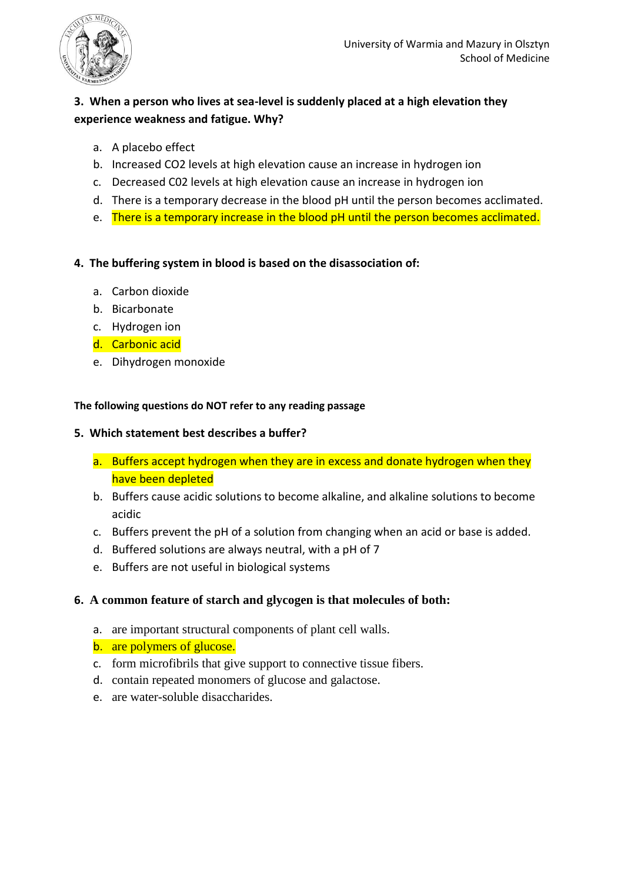**3. When a person who lives at sea-level is suddenly placed at a high elevation they experience weakness and fatigue. Why?**

a. A placebo effect
b. Increased $CO_2$ levels at high elevation cause an increase in hydrogen ion
c. Decreased C02 levels at high elevation cause an increase in hydrogen ion
d. There is a temporary decrease in the blood pH until the person becomes acclimated.
e. There is a temporary increase in the blood pH until the person becomes acclimated.

**4. The buffering system in blood is based on the disassociation of:**

a. Carbon dioxide
b. Bicarbonate
c. Hydrogen ion
d. Carbonic acid
e. Dihydrogen monoxide

**The following questions do NOT refer to any reading passage**

**5. Which statement best describes a buffer?**

a. Buffers accept hydrogen when they are in excess and donate hydrogen when they have been depleted
b. Buffers cause acidic solutions to become alkaline, and alkaline solutions to become acidic
c. Buffers prevent the pH of a solution from changing when an acid or base is added.
d. Buffered solutions are always neutral, with a pH of 7
e. Buffers are not useful in biological systems

**6. A common feature of starch and glycogen is that molecules of both:**

a. are important structural components of plant cell walls.
b. are polymers of glucose.
c. form microfibrils that give support to connective tissue fibers.
d. contain repeated monomers of glucose and galactose.
e. are water-soluble disaccharides.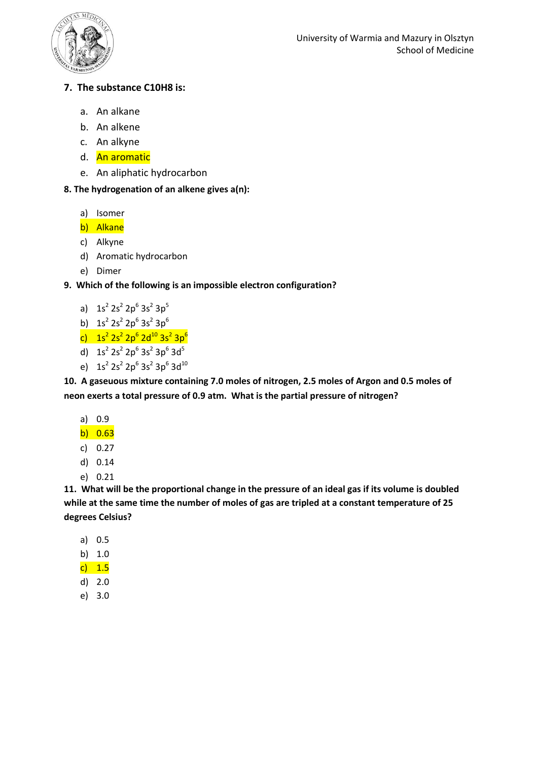**7. The substance $C_{10}H_8$ is:**

a. An alkane
b. An alkene
c. An alkyne
d. An aromatic
e. An aliphatic hydrocarbon

**8. The hydrogenation of an alkene gives a(n):**

a) Isomer
b) Alkane
c) Alkyne
d) Aromatic hydrocarbon
e) Dimer

**9. Which of the following is an impossible electron configuration?**

a) $1s^2\ 2s^2\ 2p^6\ 3s^2\ 3p^5$
b) $1s^2\ 2s^2\ 2p^6\ 3s^2\ 3p^6$
c) $1s^2\ 2s^2\ 2p^6\ 2d^{10}\ 3s^2\ 3p^6$
d) $1s^2\ 2s^2\ 2p^6\ 3s^2\ 3p^6\ 3d^5$
e) $1s^2\ 2s^2\ 2p^6\ 3s^2\ 3p^6\ 3d^{10}$

**10. A gaseuous mixture containing 7.0 moles of nitrogen, 2.5 moles of Argon and 0.5 moles of neon exerts a total pressure of 0.9 atm. What is the partial pressure of nitrogen?**

a) 0.9
b) 0.63
c) 0.27
d) 0.14
e) 0.21

**11. What will be the proportional change in the pressure of an ideal gas if its volume is doubled while at the same time the number of moles of gas are tripled at a constant temperature of 25 degrees Celsius?**

a) 0.5
b) 1.0
c) 1.5
d) 2.0
e) 3.0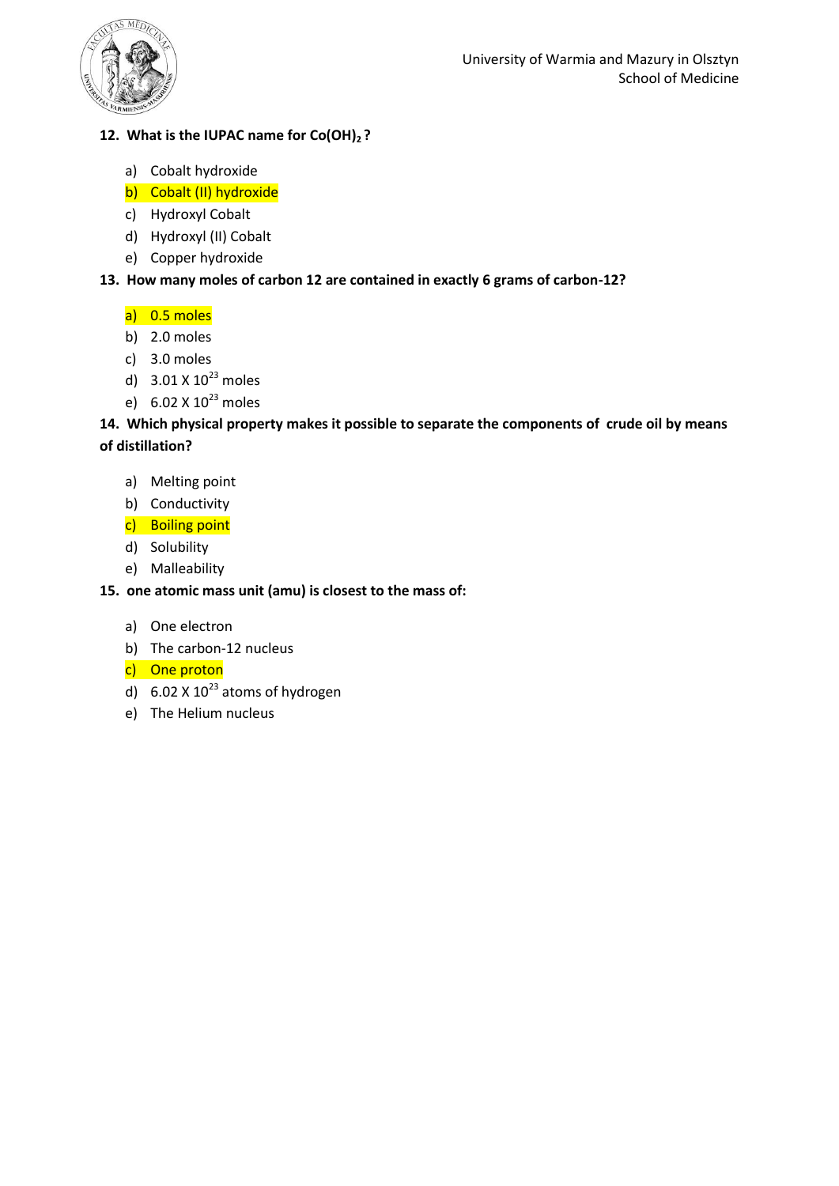**12. What is the IUPAC name for $Co(OH)_2$ ?**

a) Cobalt hydroxide
b) Cobalt (II) hydroxide
c) Hydroxyl Cobalt
d) Hydroxyl (II) Cobalt
e) Copper hydroxide

**13. How many moles of carbon 12 are contained in exactly 6 grams of carbon-12?**

a) 0.5 moles
b) 2.0 moles
c) 3.0 moles
d) $3.01 \times 10^{23}$ moles
e) $6.02 \times 10^{23}$ moles

**14. Which physical property makes it possible to separate the components of crude oil by means of distillation?**

a) Melting point
b) Conductivity
c) Boiling point
d) Solubility
e) Malleability

**15. one atomic mass unit (amu) is closest to the mass of:**

a) One electron
b) The carbon-12 nucleus
c) One proton
d) $6.02 \times 10^{23}$ atoms of hydrogen
e) The Helium nucleus